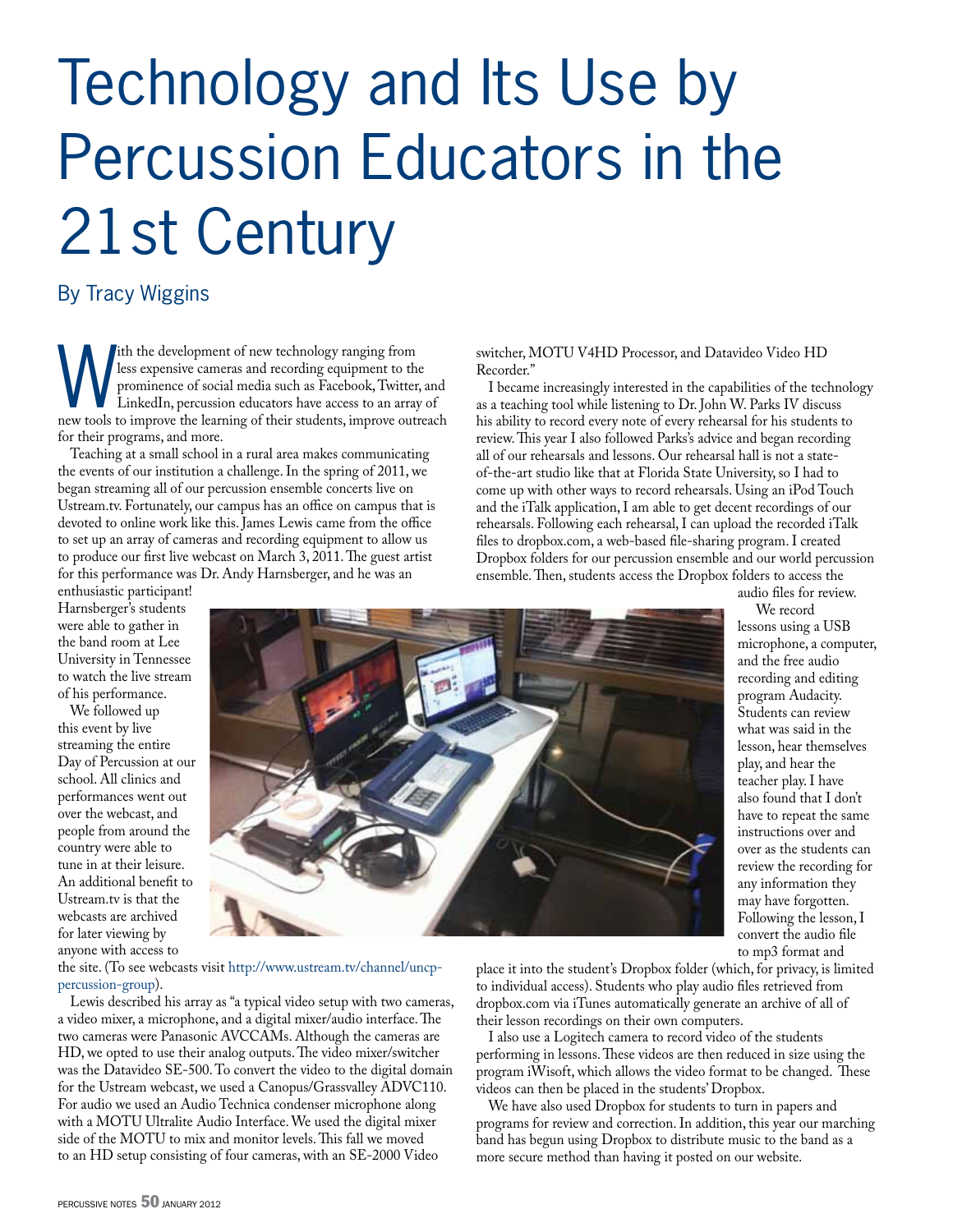# Technology and Its Use by Percussion Educators in the 21st Century

By Tracy Wiggins

With the development of new technology ranging from less expensive cameras and recording equipment to the prominence of social media such as Facebook, Twitter, and LinkedIn, percussion educators have access to an array of new tools to improve the learning of their students, improve outreach for their programs, and more.

Teaching at a small school in a rural area makes communicating the events of our institution a challenge. In the spring of 2011, we began streaming all of our percussion ensemble concerts live on Ustream.tv. Fortunately, our campus has an office on campus that is devoted to online work like this. James Lewis came from the office to set up an array of cameras and recording equipment to allow us to produce our first live webcast on March 3, 2011. The guest artist for this performance was Dr. Andy Harnsberger, and he was an enthusiastic participant! Harnsberger's students were able to gather in the band room at Lee University in Tennessee to watch the live stream of his performance.

We followed up this event by live streaming the entire Day of Percussion at our school. All clinics and performances went out over the webcast, and people from around the country were able to tune in at their leisure. An additional benefit to Ustream.tv is that the webcasts are archived for later viewing by anyone with access to the site. (To see webcasts visit http://www.ustream.tv/channel/uncp-percussion-group).

Lewis described his array as "a typical video setup with two cameras, a video mixer, a microphone, and a digital mixer/audio interface. The two cameras were Panasonic AVCCAMs. Although the cameras are HD, we opted to use their analog outputs. The video mixer/switcher was the Datavideo SE-500. To convert the video to the digital domain for the Ustream webcast, we used a Canopus/Grassvalley ADVC110. For audio we used an Audio Technica condenser microphone along with a MOTU Ultralite Audio Interface. We used the digital mixer side of the MOTU to mix and monitor levels. This fall we moved to an HD setup consisting of four cameras, with an SE-2000 Video switcher, MOTU V4HD Processor, and Datavideo Video HD Recorder."

I became increasingly interested in the capabilities of the technology as a teaching tool while listening to Dr. John W. Parks IV discuss his ability to record every note of every rehearsal for his students to review. This year I also followed Parks's advice and began recording all of our rehearsals and lessons. Our rehearsal hall is not a state-of-the-art studio like that at Florida State University, so I had to come up with other ways to record rehearsals. Using an iPod Touch and the iTalk application, I am able to get decent recordings of our rehearsals. Following each rehearsal, I can upload the recorded iTalk files to dropbox.com, a web-based file-sharing program. I created Dropbox folders for our percussion ensemble and our world percussion ensemble. Then, students access the Dropbox folders to access the audio files for review.

We record lessons using a USB microphone, a computer, and the free audio recording and editing program Audacity. Students can review what was said in the lesson, hear themselves play, and hear the teacher play. I have also found that I don't have to repeat the same instructions over and over as the students can review the recording for any information they may have forgotten. Following the lesson, I convert the audio file to mp3 format and place it into the student's Dropbox folder (which, for privacy, is limited to individual access). Students who play audio files retrieved from dropbox.com via iTunes automatically generate an archive of all of their lesson recordings on their own computers.

I also use a Logitech camera to record video of the students performing in lessons. These videos are then reduced in size using the program iWisoft, which allows the video format to be changed. These videos can then be placed in the students' Dropbox.

We have also used Dropbox for students to turn in papers and programs for review and correction. In addition, this year our marching band has begun using Dropbox to distribute music to the band as a more secure method than having it posted on our website.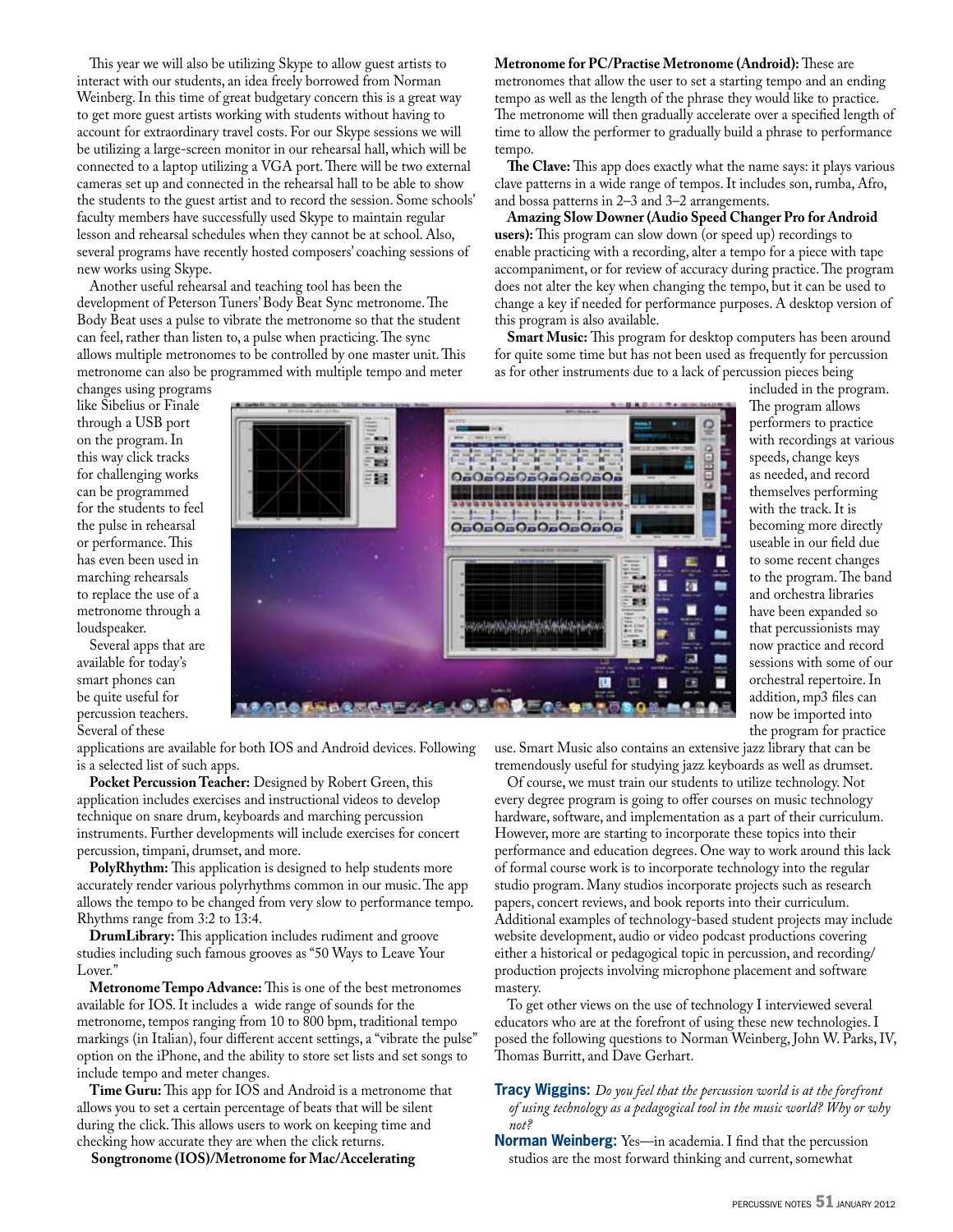This year we will also be utilizing Skype to allow guest artists to interact with our students, an idea freely borrowed from Norman Weinberg. In this time of great budgetary concern this is a great way to get more guest artists working with students without having to account for extraordinary travel costs. For our Skype sessions we will be utilizing a large-screen monitor in our rehearsal hall, which will be connected to a laptop utilizing a VGA port. There will be two external cameras set up and connected in the rehearsal hall to be able to show the students to the guest artist and to record the session. Some schools' faculty members have successfully used Skype to maintain regular lesson and rehearsal schedules when they cannot be at school. Also, several programs have recently hosted composers' coaching sessions of new works using Skype.

Another useful rehearsal and teaching tool has been the development of Peterson Tuners' Body Beat Sync metronome. The Body Beat uses a pulse to vibrate the metronome so that the student can feel, rather than listen to, a pulse when practicing. The sync allows multiple metronomes to be controlled by one master unit. This metronome can also be programmed with multiple tempo and meter changes using programs like Sibelius or Finale through a USB port on the program. In this way click tracks for challenging works can be programmed for the students to feel the pulse in rehearsal or performance. This has even been used in marching rehearsals to replace the use of a metronome through a loudspeaker.

Several apps that are available for today's smart phones can be quite useful for percussion teachers. Several of these applications are available for both IOS and Android devices. Following is a selected list of such apps.

**Pocket Percussion Teacher:** Designed by Robert Green, this application includes exercises and instructional videos to develop technique on snare drum, keyboards and marching percussion instruments. Further developments will include exercises for concert percussion, timpani, drumset, and more.

**PolyRhythm:** This application is designed to help students more accurately render various polyrhythms common in our music. The app allows the tempo to be changed from very slow to performance tempo. Rhythms range from 3:2 to 13:4.

**DrumLibrary:** This application includes rudiment and groove studies including such famous grooves as "50 Ways to Leave Your Lover."

**Metronome Tempo Advance:** This is one of the best metronomes available for IOS. It includes a wide range of sounds for the metronome, tempos ranging from 10 to 800 bpm, traditional tempo markings (in Italian), four different accent settings, a "vibrate the pulse" option on the iPhone, and the ability to store set lists and set songs to include tempo and meter changes.

**Time Guru:** This app for IOS and Android is a metronome that allows you to set a certain percentage of beats that will be silent during the click. This allows users to work on keeping time and checking how accurate they are when the click returns.

**Songtronome (IOS)/Metronome for Mac/Accelerating Metronome for PC/Practise Metronome (Android):** These are metronomes that allow the user to set a starting tempo and an ending tempo as well as the length of the phrase they would like to practice. The metronome will then gradually accelerate over a specified length of time to allow the performer to gradually build a phrase to performance tempo.

**The Clave:** This app does exactly what the name says: it plays various clave patterns in a wide range of tempos. It includes son, rumba, Afro, and bossa patterns in 2–3 and 3–2 arrangements.

**Amazing Slow Downer (Audio Speed Changer Pro for Android users):** This program can slow down (or speed up) recordings to enable practicing with a recording, alter a tempo for a piece with tape accompaniment, or for review of accuracy during practice. The program does not alter the key when changing the tempo, but it can be used to change a key if needed for performance purposes. A desktop version of this program is also available.

**Smart Music:** This program for desktop computers has been around for quite some time but has not been used as frequently for percussion as for other instruments due to a lack of percussion pieces being included in the program. The program allows performers to practice with recordings at various speeds, change keys as needed, and record themselves performing with the track. It is becoming more directly useable in our field due to some recent changes to the program. The band and orchestra libraries have been expanded so that percussionists may now practice and record sessions with some of our orchestral repertoire. In addition, mp3 files can now be imported into the program for practice use. Smart Music also contains an extensive jazz library that can be tremendously useful for studying jazz keyboards as well as drumset.

Of course, we must train our students to utilize technology. Not every degree program is going to offer courses on music technology hardware, software, and implementation as a part of their curriculum. However, more are starting to incorporate these topics into their performance and education degrees. One way to work around this lack of formal course work is to incorporate technology into the regular studio program. Many studios incorporate projects such as research papers, concert reviews, and book reports into their curriculum. Additional examples of technology-based student projects may include website development, audio or video podcast productions covering either a historical or pedagogical topic in percussion, and recording/production projects involving microphone placement and software mastery.

To get other views on the use of technology I interviewed several educators who are at the forefront of using these new technologies. I posed the following questions to Norman Weinberg, John W. Parks, IV, Thomas Burritt, and Dave Gerhart.

**Tracy Wiggins:** *Do you feel that the percussion world is at the forefront of using technology as a pedagogical tool in the music world? Why or why not?*

**Norman Weinberg:** Yes—in academia. I find that the percussion studios are the most forward thinking and current, somewhat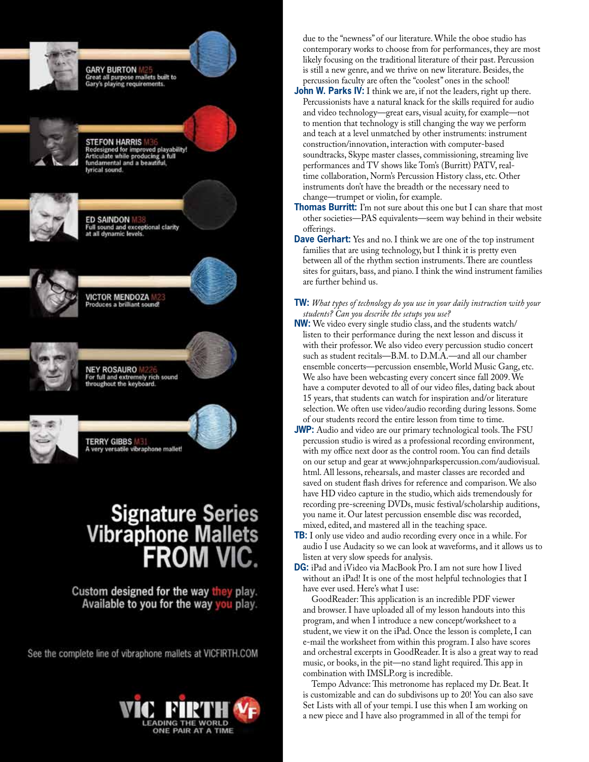GARY BURTON M25
Great all purpose mallets built to Gary's playing requirements.

STEFON HARRIS M36
Redesigned for improved playability! Articulate while producing a full fundamental and a beautiful, lyrical sound.

ED SAINDON M38
Full sound and exceptional clarity at all dynamic levels.

VICTOR MENDOZA M23
Produces a brilliant sound!

NEY ROSAURO M226
For full and extremely rich sound throughout the keyboard.

TERRY GIBBS M31
A very versatile vibraphone mallet!

# Signature Series Vibraphone Mallets FROM VIC.

Custom designed for the way they play. Available to you for the way you play.

See the complete line of vibraphone mallets at VICFIRTH.COM

VIC FIRTH
LEADING THE WORLD ONE PAIR AT A TIME

---

due to the "newness" of our literature. While the oboe studio has contemporary works to choose from for performances, they are most likely focusing on the traditional literature of their past. Percussion is still a new genre, and we thrive on new literature. Besides, the percussion faculty are often the "coolest" ones in the school!

**John W. Parks IV:** I think we are, if not the leaders, right up there. Percussionists have a natural knack for the skills required for audio and video technology—great ears, visual acuity, for example—not to mention that technology is still changing the way we perform and teach at a level unmatched by other instruments: instrument construction/innovation, interaction with computer-based soundtracks, Skype master classes, commissioning, streaming live performances and TV shows like Tom's (Burritt) PATV, real-time collaboration, Norm's Percussion History class, etc. Other instruments don't have the breadth or the necessary need to change—trumpet or violin, for example.

**Thomas Burritt:** I'm not sure about this one but I can share that most other societies—PAS equivalents—seem way behind in their website offerings.

**Dave Gerhart:** Yes and no. I think we are one of the top instrument families that are using technology, but I think it is pretty even between all of the rhythm section instruments. There are countless sites for guitars, bass, and piano. I think the wind instrument families are further behind us.

**TW:** *What types of technology do you use in your daily instruction with your students? Can you describe the setups you use?*

**NW:** We video every single studio class, and the students watch/listen to their performance during the next lesson and discuss it with their professor. We also video every percussion studio concert such as student recitals—B.M. to D.M.A.—and all our chamber ensemble concerts—percussion ensemble, World Music Gang, etc. We also have been webcasting every concert since fall 2009. We have a computer devoted to all of our video files, dating back about 15 years, that students can watch for inspiration and/or literature selection. We often use video/audio recording during lessons. Some of our students record the entire lesson from time to time.

**JWP:** Audio and video are our primary technological tools. The FSU percussion studio is wired as a professional recording environment, with my office next door as the control room. You can find details on our setup and gear at www.johnparkspercussion.com/audiovisual.html. All lessons, rehearsals, and master classes are recorded and saved on student flash drives for reference and comparison. We also have HD video capture in the studio, which aids tremendously for recording pre-screening DVDs, music festival/scholarship auditions, you name it. Our latest percussion ensemble disc was recorded, mixed, edited, and mastered all in the teaching space.

**TB:** I only use video and audio recording every once in a while. For audio I use Audacity so we can look at waveforms, and it allows us to listen at very slow speeds for analysis.

**DG:** iPad and iVideo via MacBook Pro. I am not sure how I lived without an iPad! It is one of the most helpful technologies that I have ever used. Here's what I use:

GoodReader: This application is an incredible PDF viewer and browser. I have uploaded all of my lesson handouts into this program, and when I introduce a new concept/worksheet to a student, we view it on the iPad. Once the lesson is complete, I can e-mail the worksheet from within this program. I also have scores and orchestral excerpts in GoodReader. It is also a great way to read music, or books, in the pit—no stand light required. This app in combination with IMSLP.org is incredible.

Tempo Advance: This metronome has replaced my Dr. Beat. It is customizable and can do subdivisons up to 20! You can also save Set Lists with all of your tempi. I use this when I am working on a new piece and I have also programmed in all of the tempi for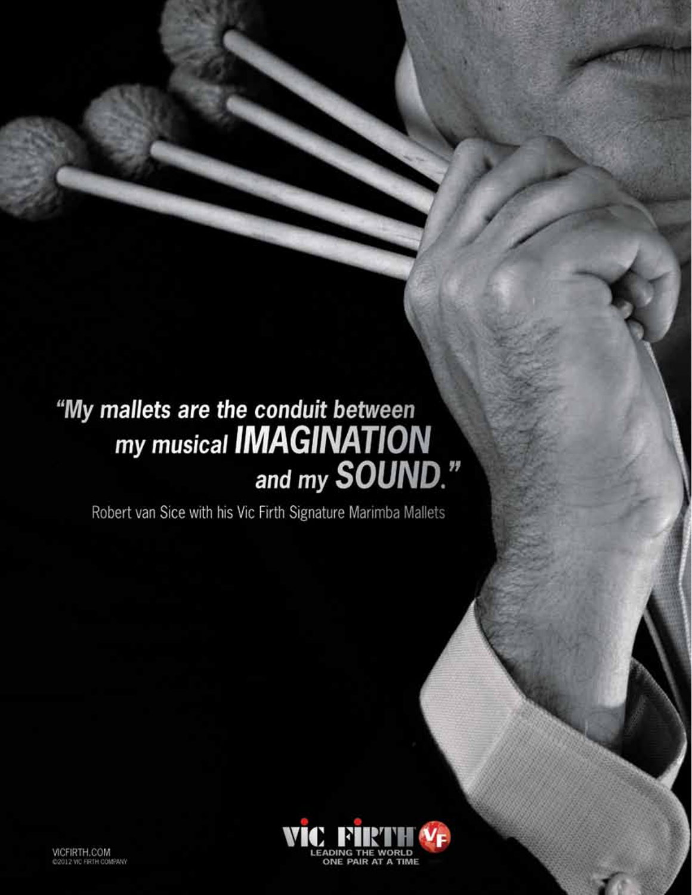"My mallets are the conduit between my musical **IMAGINATION** and my **SOUND**."

Robert van Sice with his Vic Firth Signature Marimba Mallets

VIC FIRTH

LEADING THE WORLD ONE PAIR AT A TIME

VICFIRTH.COM

©2012 VIC FIRTH COMPANY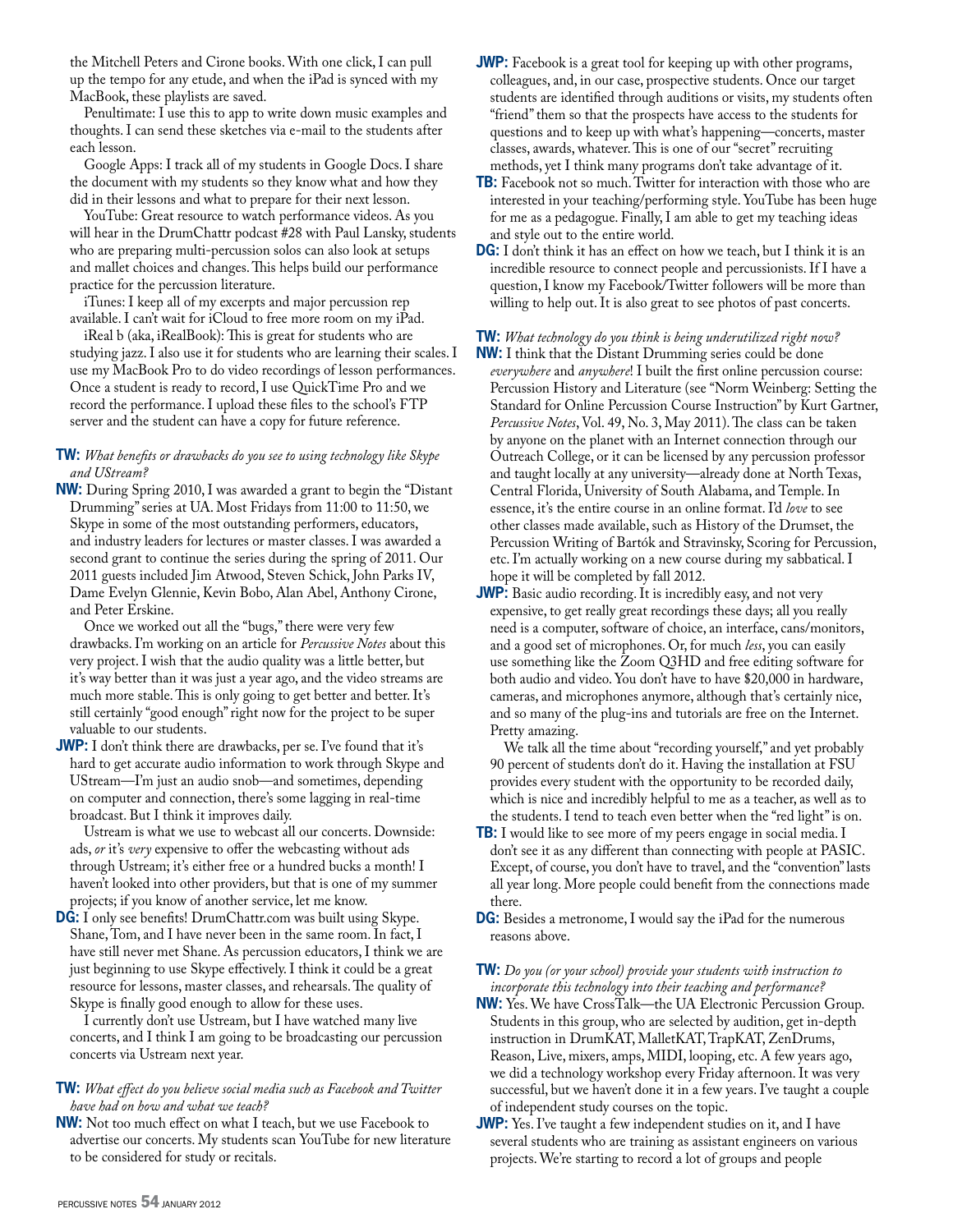the Mitchell Peters and Cirone books. With one click, I can pull up the tempo for any etude, and when the iPad is synced with my MacBook, these playlists are saved.

Penultimate: I use this to app to write down music examples and thoughts. I can send these sketches via e-mail to the students after each lesson.

Google Apps: I track all of my students in Google Docs. I share the document with my students so they know what and how they did in their lessons and what to prepare for their next lesson.

YouTube: Great resource to watch performance videos. As you will hear in the DrumChattr podcast #28 with Paul Lansky, students who are preparing multi-percussion solos can also look at setups and mallet choices and changes. This helps build our performance practice for the percussion literature.

iTunes: I keep all of my excerpts and major percussion rep available. I can't wait for iCloud to free more room on my iPad.

iReal b (aka, iRealBook): This is great for students who are studying jazz. I also use it for students who are learning their scales. I use my MacBook Pro to do video recordings of lesson performances. Once a student is ready to record, I use QuickTime Pro and we record the performance. I upload these files to the school's FTP server and the student can have a copy for future reference.

**TW:** *What benefits or drawbacks do you see to using technology like Skype and UStream?*

**NW:** During Spring 2010, I was awarded a grant to begin the "Distant Drumming" series at UA. Most Fridays from 11:00 to 11:50, we Skype in some of the most outstanding performers, educators, and industry leaders for lectures or master classes. I was awarded a second grant to continue the series during the spring of 2011. Our 2011 guests included Jim Atwood, Steven Schick, John Parks IV, Dame Evelyn Glennie, Kevin Bobo, Alan Abel, Anthony Cirone, and Peter Erskine.

Once we worked out all the "bugs," there were very few drawbacks. I'm working on an article for *Percussive Notes* about this very project. I wish that the audio quality was a little better, but it's way better than it was just a year ago, and the video streams are much more stable. This is only going to get better and better. It's still certainly "good enough" right now for the project to be super valuable to our students.

**JWP:** I don't think there are drawbacks, per se. I've found that it's hard to get accurate audio information to work through Skype and UStream—I'm just an audio snob—and sometimes, depending on computer and connection, there's some lagging in real-time broadcast. But I think it improves daily.

Ustream is what we use to webcast all our concerts. Downside: ads, *or* it's *very* expensive to offer the webcasting without ads through Ustream; it's either free or a hundred bucks a month! I haven't looked into other providers, but that is one of my summer projects; if you know of another service, let me know.

**DG:** I only see benefits! DrumChattr.com was built using Skype. Shane, Tom, and I have never been in the same room. In fact, I have still never met Shane. As percussion educators, I think we are just beginning to use Skype effectively. I think it could be a great resource for lessons, master classes, and rehearsals. The quality of Skype is finally good enough to allow for these uses.

I currently don't use Ustream, but I have watched many live concerts, and I think I am going to be broadcasting our percussion concerts via Ustream next year.

**TW:** *What effect do you believe social media such as Facebook and Twitter have had on how and what we teach?*

**NW:** Not too much effect on what I teach, but we use Facebook to advertise our concerts. My students scan YouTube for new literature to be considered for study or recitals.

**JWP:** Facebook is a great tool for keeping up with other programs, colleagues, and, in our case, prospective students. Once our target students are identified through auditions or visits, my students often "friend" them so that the prospects have access to the students for questions and to keep up with what's happening—concerts, master classes, awards, whatever. This is one of our "secret" recruiting methods, yet I think many programs don't take advantage of it.

**TB:** Facebook not so much. Twitter for interaction with those who are interested in your teaching/performing style. YouTube has been huge for me as a pedagogue. Finally, I am able to get my teaching ideas and style out to the entire world.

**DG:** I don't think it has an effect on how we teach, but I think it is an incredible resource to connect people and percussionists. If I have a question, I know my Facebook/Twitter followers will be more than willing to help out. It is also great to see photos of past concerts.

**TW:** *What technology do you think is being underutilized right now?*

**NW:** I think that the Distant Drumming series could be done *everywhere* and *anywhere*! I built the first online percussion course: Percussion History and Literature (see "Norm Weinberg: Setting the Standard for Online Percussion Course Instruction" by Kurt Gartner, *Percussive Notes*, Vol. 49, No. 3, May 2011). The class can be taken by anyone on the planet with an Internet connection through our Outreach College, or it can be licensed by any percussion professor and taught locally at any university—already done at North Texas, Central Florida, University of South Alabama, and Temple. In essence, it's the entire course in an online format. I'd *love* to see other classes made available, such as History of the Drumset, the Percussion Writing of Bartók and Stravinsky, Scoring for Percussion, etc. I'm actually working on a new course during my sabbatical. I hope it will be completed by fall 2012.

**JWP:** Basic audio recording. It is incredibly easy, and not very expensive, to get really great recordings these days; all you really need is a computer, software of choice, an interface, cans/monitors, and a good set of microphones. Or, for much *less*, you can easily use something like the Zoom Q3HD and free editing software for both audio and video. You don't have to have $20,000 in hardware, cameras, and microphones anymore, although that's certainly nice, and so many of the plug-ins and tutorials are free on the Internet. Pretty amazing.

We talk all the time about "recording yourself," and yet probably 90 percent of students don't do it. Having the installation at FSU provides every student with the opportunity to be recorded daily, which is nice and incredibly helpful to me as a teacher, as well as to the students. I tend to teach even better when the "red light" is on.

**TB:** I would like to see more of my peers engage in social media. I don't see it as any different than connecting with people at PASIC. Except, of course, you don't have to travel, and the "convention" lasts all year long. More people could benefit from the connections made there.

**DG:** Besides a metronome, I would say the iPad for the numerous reasons above.

**TW:** *Do you (or your school) provide your students with instruction to incorporate this technology into their teaching and performance?*

**NW:** Yes. We have CrossTalk—the UA Electronic Percussion Group. Students in this group, who are selected by audition, get in-depth instruction in DrumKAT, MalletKAT, TrapKAT, ZenDrums, Reason, Live, mixers, amps, MIDI, looping, etc. A few years ago, we did a technology workshop every Friday afternoon. It was very successful, but we haven't done it in a few years. I've taught a couple of independent study courses on the topic.

**JWP:** Yes. I've taught a few independent studies on it, and I have several students who are training as assistant engineers on various projects. We're starting to record a lot of groups and people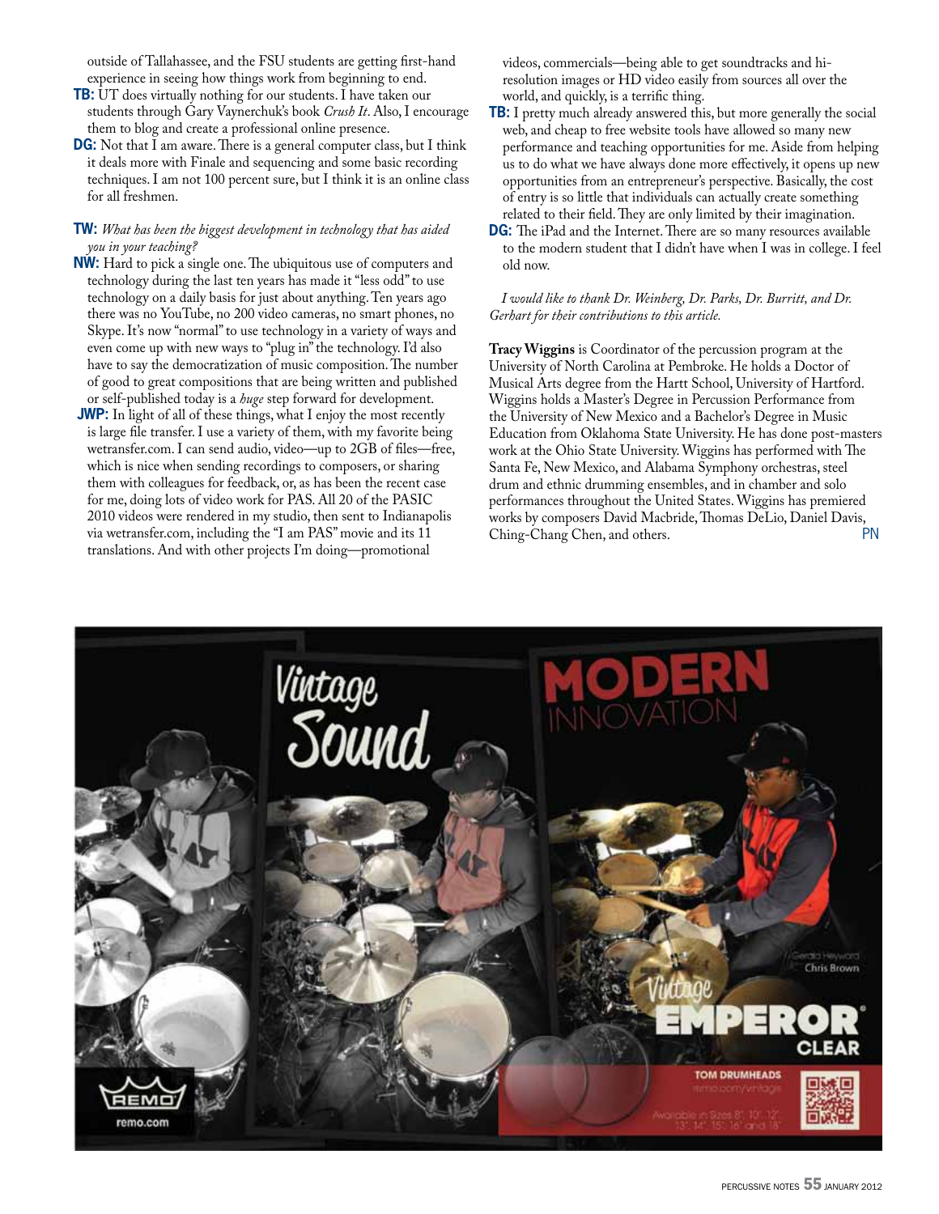outside of Tallahassee, and the FSU students are getting first-hand experience in seeing how things work from beginning to end.

**TB:** UT does virtually nothing for our students. I have taken our students through Gary Vaynerchuk's book *Crush It*. Also, I encourage them to blog and create a professional online presence.

**DG:** Not that I am aware. There is a general computer class, but I think it deals more with Finale and sequencing and some basic recording techniques. I am not 100 percent sure, but I think it is an online class for all freshmen.

**TW:** *What has been the biggest development in technology that has aided you in your teaching?*

**NW:** Hard to pick a single one. The ubiquitous use of computers and technology during the last ten years has made it "less odd" to use technology on a daily basis for just about anything. Ten years ago there was no YouTube, no 200 video cameras, no smart phones, no Skype. It's now "normal" to use technology in a variety of ways and even come up with new ways to "plug in" the technology. I'd also have to say the democratization of music composition. The number of good to great compositions that are being written and published or self-published today is a *huge* step forward for development.

**JWP:** In light of all of these things, what I enjoy the most recently is large file transfer. I use a variety of them, with my favorite being wetransfer.com. I can send audio, video—up to 2GB of files—free, which is nice when sending recordings to composers, or sharing them with colleagues for feedback, or, as has been the recent case for me, doing lots of video work for PAS. All 20 of the PASIC 2010 videos were rendered in my studio, then sent to Indianapolis via wetransfer.com, including the "I am PAS" movie and its 11 translations. And with other projects I'm doing—promotional videos, commercials—being able to get soundtracks and hi-resolution images or HD video easily from sources all over the world, and quickly, is a terrific thing.

**TB:** I pretty much already answered this, but more generally the social web, and cheap to free website tools have allowed so many new performance and teaching opportunities for me. Aside from helping us to do what we have always done more effectively, it opens up new opportunities from an entrepreneur's perspective. Basically, the cost of entry is so little that individuals can actually create something related to their field. They are only limited by their imagination.

**DG:** The iPad and the Internet. There are so many resources available to the modern student that I didn't have when I was in college. I feel old now.

*I would like to thank Dr. Weinberg, Dr. Parks, Dr. Burritt, and Dr. Gerhart for their contributions to this article.*

**Tracy Wiggins** is Coordinator of the percussion program at the University of North Carolina at Pembroke. He holds a Doctor of Musical Arts degree from the Hartt School, University of Hartford. Wiggins holds a Master's Degree in Percussion Performance from the University of New Mexico and a Bachelor's Degree in Music Education from Oklahoma State University. He has done post-masters work at the Ohio State University. Wiggins has performed with The Santa Fe, New Mexico, and Alabama Symphony orchestras, steel drum and ethnic drumming ensembles, and in chamber and solo performances throughout the United States. Wiggins has premiered works by composers David Macbride, Thomas DeLio, Daniel Davis, Ching-Chang Chen, and others. PN